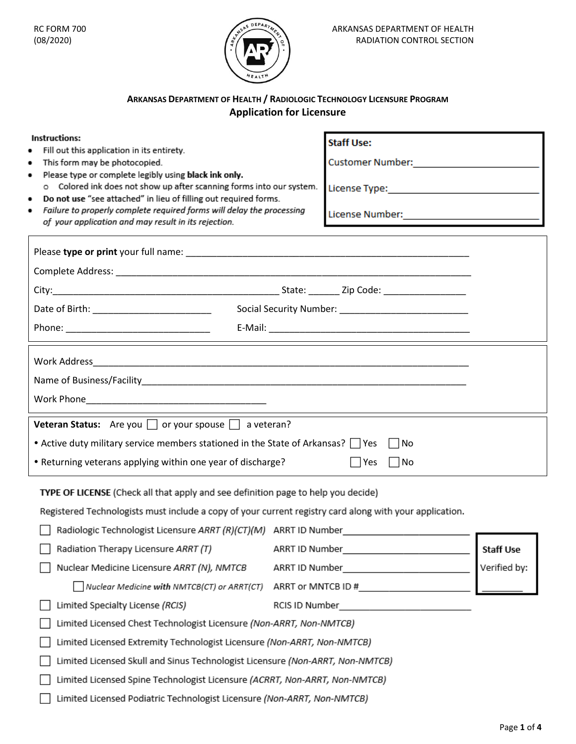RC FORM 700
(08/2020)

ARKANSAS DEPARTMENT OF HEALTH
RADIATION CONTROL SECTION

## ARKANSAS DEPARTMENT OF HEALTH / RADIOLOGIC TECHNOLOGY LICENSURE PROGRAM

# Application for Licensure

**Instructions:**

- Fill out this application in its entirety.
- This form may be photocopied.
- Please type or complete legibly using **black ink only.**
  - Colored ink does not show up after scanning forms into our system.
- **Do not use** "see attached" in lieu of filling out required forms.
- *Failure to properly complete required forms will delay the processing of your application and may result in its rejection.*

**Staff Use:**

Customer Number:_______________________

License Type:_______________________

License Number:_______________________

Please **type or print** your full name: _______________________________________________

Complete Address: _______________________________________________

City:_______________________ State: ______ Zip Code: ________________

Date of Birth: _______________________ Social Security Number: _______________________

Phone: ___________________________ E-Mail: _______________________________________

Work Address_______________________________________________

Name of Business/Facility_______________________________________________

Work Phone___________________________________

**Veteran Status:** Are you ☐ or your spouse ☐ a veteran?

- Active duty military service members stationed in the State of Arkansas? ☐ Yes ☐ No
- Returning veterans applying within one year of discharge? ☐ Yes ☐ No

**TYPE OF LICENSE** (Check all that apply and see definition page to help you decide)

Registered Technologists must include a copy of your current registry card along with your application.

☐ Radiologic Technologist Licensure *ARRT (R)(CT)(M)* ARRT ID Number_______________________

☐ Radiation Therapy Licensure *ARRT (T)* ARRT ID Number_______________________

☐ Nuclear Medicine Licensure *ARRT (N), NMTCB* ARRT ID Number_______________________

  ☐ *Nuclear Medicine* **with** *NMTCB(CT) or ARRT(CT)* ARRT or MNTCB ID #_______________________

☐ Limited Specialty License *(RCIS)* RCIS ID Number_______________________

☐ Limited Licensed Chest Technologist Licensure *(Non-ARRT, Non-NMTCB)*

☐ Limited Licensed Extremity Technologist Licensure *(Non-ARRT, Non-NMTCB)*

☐ Limited Licensed Skull and Sinus Technologist Licensure *(Non-ARRT, Non-NMTCB)*

☐ Limited Licensed Spine Technologist Licensure *(ACRRT, Non-ARRT, Non-NMTCB)*

☐ Limited Licensed Podiatric Technologist Licensure *(Non-ARRT, Non-NMTCB)*

**Staff Use**

Verified by: _________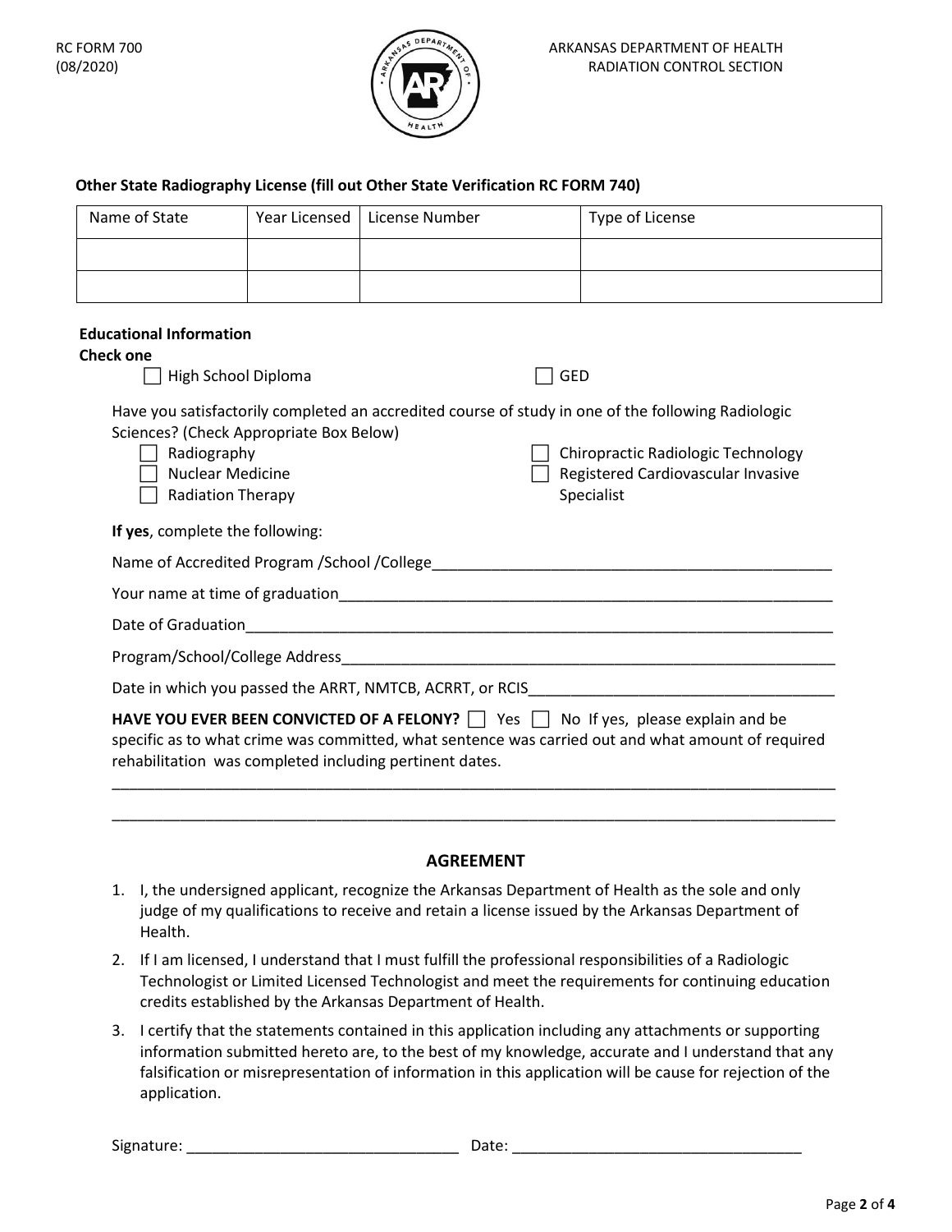RC FORM 700
(08/2020)

ARKANSAS DEPARTMENT OF HEALTH
RADIATION CONTROL SECTION

**Other State Radiography License (fill out Other State Verification RC FORM 740)**

| Name of State | Year Licensed | License Number | Type of License |
|---|---|---|---|
| | | | |
| | | | |

**Educational Information**
**Check one**

☐ High School Diploma ☐ GED

Have you satisfactorily completed an accredited course of study in one of the following Radiologic Sciences? (Check Appropriate Box Below)

☐ Radiography
☐ Nuclear Medicine
☐ Radiation Therapy
☐ Chiropractic Radiologic Technology
☐ Registered Cardiovascular Invasive Specialist

**If yes**, complete the following:

Name of Accredited Program /School /College_______________________________________________

Your name at time of graduation___________________________________________________________

Date of Graduation________________________________________________________________________

Program/School/College Address____________________________________________________________

Date in which you passed the ARRT, NMTCB, ACRRT, or RCIS____________________________________

**HAVE YOU EVER BEEN CONVICTED OF A FELONY?** ☐ Yes ☐ No If yes, please explain and be specific as to what crime was committed, what sentence was carried out and what amount of required rehabilitation was completed including pertinent dates.

_____________________________________________________________________________________________

_____________________________________________________________________________________________

## AGREEMENT

1. I, the undersigned applicant, recognize the Arkansas Department of Health as the sole and only judge of my qualifications to receive and retain a license issued by the Arkansas Department of Health.
2. If I am licensed, I understand that I must fulfill the professional responsibilities of a Radiologic Technologist or Limited Licensed Technologist and meet the requirements for continuing education credits established by the Arkansas Department of Health.
3. I certify that the statements contained in this application including any attachments or supporting information submitted hereto are, to the best of my knowledge, accurate and I understand that any falsification or misrepresentation of information in this application will be cause for rejection of the application.

Signature: ________________________________ Date: __________________________________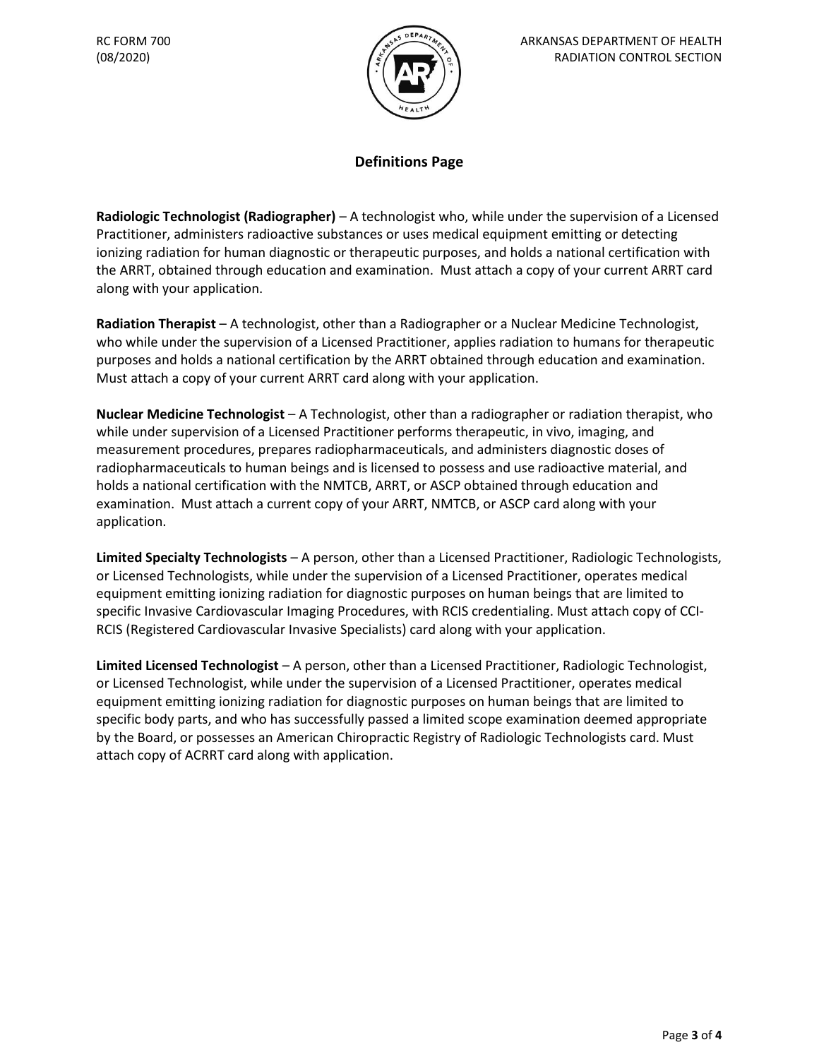RC FORM 700
(08/2020)

ARKANSAS DEPARTMENT OF HEALTH
RADIATION CONTROL SECTION

## Definitions Page

**Radiologic Technologist (Radiographer)** – A technologist who, while under the supervision of a Licensed Practitioner, administers radioactive substances or uses medical equipment emitting or detecting ionizing radiation for human diagnostic or therapeutic purposes, and holds a national certification with the ARRT, obtained through education and examination. Must attach a copy of your current ARRT card along with your application.

**Radiation Therapist** – A technologist, other than a Radiographer or a Nuclear Medicine Technologist, who while under the supervision of a Licensed Practitioner, applies radiation to humans for therapeutic purposes and holds a national certification by the ARRT obtained through education and examination. Must attach a copy of your current ARRT card along with your application.

**Nuclear Medicine Technologist** – A Technologist, other than a radiographer or radiation therapist, who while under supervision of a Licensed Practitioner performs therapeutic, in vivo, imaging, and measurement procedures, prepares radiopharmaceuticals, and administers diagnostic doses of radiopharmaceuticals to human beings and is licensed to possess and use radioactive material, and holds a national certification with the NMTCB, ARRT, or ASCP obtained through education and examination. Must attach a current copy of your ARRT, NMTCB, or ASCP card along with your application.

**Limited Specialty Technologists** – A person, other than a Licensed Practitioner, Radiologic Technologists, or Licensed Technologists, while under the supervision of a Licensed Practitioner, operates medical equipment emitting ionizing radiation for diagnostic purposes on human beings that are limited to specific Invasive Cardiovascular Imaging Procedures, with RCIS credentialing. Must attach copy of CCI-RCIS (Registered Cardiovascular Invasive Specialists) card along with your application.

**Limited Licensed Technologist** – A person, other than a Licensed Practitioner, Radiologic Technologist, or Licensed Technologist, while under the supervision of a Licensed Practitioner, operates medical equipment emitting ionizing radiation for diagnostic purposes on human beings that are limited to specific body parts, and who has successfully passed a limited scope examination deemed appropriate by the Board, or possesses an American Chiropractic Registry of Radiologic Technologists card. Must attach copy of ACRRT card along with application.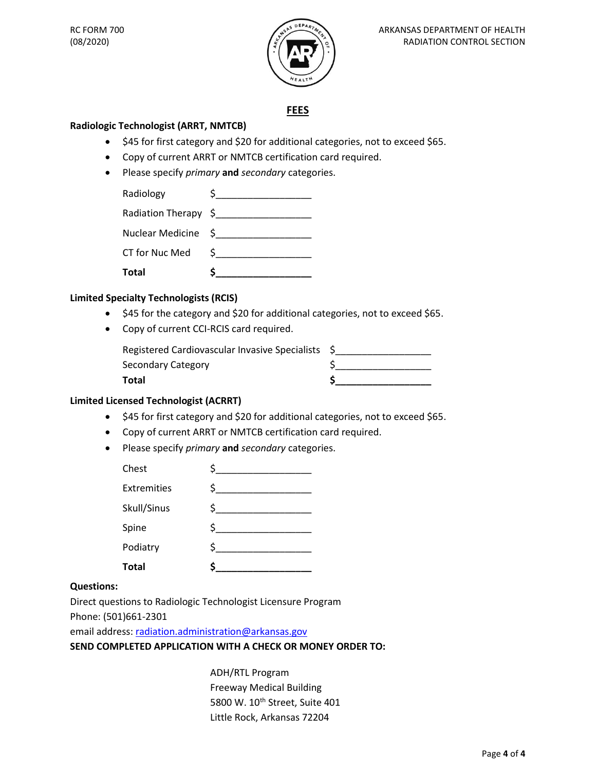RC FORM 700
(08/2020)

ARKANSAS DEPARTMENT OF HEALTH
RADIATION CONTROL SECTION

# FEES

**Radiologic Technologist (ARRT, NMTCB)**

- $45 for first category and $20 for additional categories, not to exceed $65.
- Copy of current ARRT or NMTCB certification card required.
- Please specify *primary* **and** *secondary* categories.

| | |
|---|---|
| Radiology | $__________________ |
| Radiation Therapy | $__________________ |
| Nuclear Medicine | $__________________ |
| CT for Nuc Med | $__________________ |
| **Total** | **$__________________** |

**Limited Specialty Technologists (RCIS)**

- $45 for the category and $20 for additional categories, not to exceed $65.
- Copy of current CCI-RCIS card required.

| | |
|---|---|
| Registered Cardiovascular Invasive Specialists | $__________________ |
| Secondary Category | $__________________ |
| **Total** | **$__________________** |

**Limited Licensed Technologist (ACRRT)**

- $45 for first category and $20 for additional categories, not to exceed $65.
- Copy of current ARRT or NMTCB certification card required.
- Please specify *primary* **and** *secondary* categories.

| | |
|---|---|
| Chest | $__________________ |
| Extremities | $__________________ |
| Skull/Sinus | $__________________ |
| Spine | $__________________ |
| Podiatry | $__________________ |
| **Total** | **$__________________** |

**Questions:**

Direct questions to Radiologic Technologist Licensure Program
Phone: (501)661-2301
email address: radiation.administration@arkansas.gov

**SEND COMPLETED APPLICATION WITH A CHECK OR MONEY ORDER TO:**

ADH/RTL Program
Freeway Medical Building
5800 W. 10th Street, Suite 401
Little Rock, Arkansas 72204